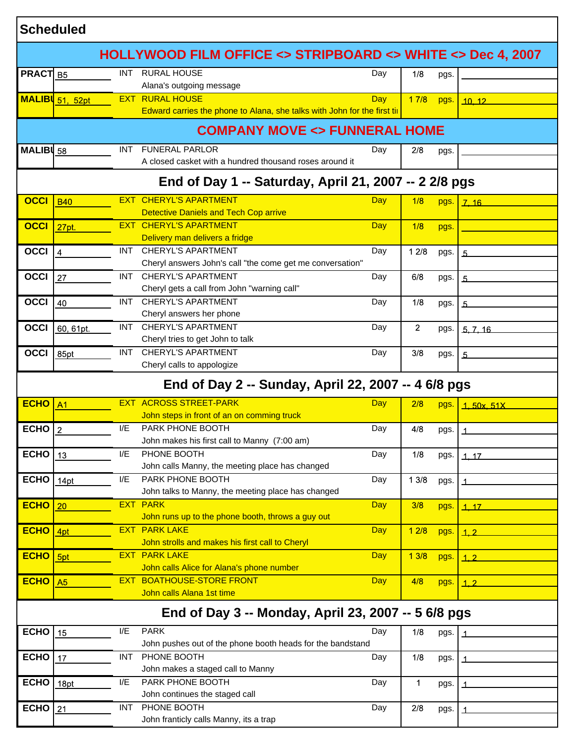**Scheduled**

## HOLLYWOOD FILM OFFICE <> STRIPBOARD <> WHITE <> Dec 4, 2007

| Location | Scene | I/E | Set / Description | Time | Pages | | Cast |
|---|---|---|---|---|---|---|---|
| PRACT | B5 | INT | RURAL HOUSE<br>Alana's outgoing message | Day | 1/8 | pgs. | |
| MALIBU | 51, 52pt | EXT | RURAL HOUSE<br>Edward carries the phone to Alana, she talks with John for the first ti | Day | 1 7/8 | pgs. | 10, 12 |

## COMPANY MOVE <> FUNNERAL HOME

| Location | Scene | I/E | Set / Description | Time | Pages | | Cast |
|---|---|---|---|---|---|---|---|
| MALIBU | 58 | INT | FUNERAL PARLOR<br>A closed casket with a hundred thousand roses around it | Day | 2/8 | pgs. | |

### End of Day 1 -- Saturday, April 21, 2007 -- 2 2/8 pgs

| Location | Scene | I/E | Set / Description | Time | Pages | | Cast |
|---|---|---|---|---|---|---|---|
| OCCI | B40 | EXT | CHERYL'S APARTMENT<br>Detective Daniels and Tech Cop arrive | Day | 1/8 | pgs. | 7, 16 |
| OCCI | 27pt. | EXT | CHERYL'S APARTMENT<br>Delivery man delivers a fridge | Day | 1/8 | pgs. | |
| OCCI | 4 | INT | CHERYL'S APARTMENT<br>Cheryl answers John's call "the come get me conversation" | Day | 1 2/8 | pgs. | 5 |
| OCCI | 27 | INT | CHERYL'S APARTMENT<br>Cheryl gets a call from John "warning call" | Day | 6/8 | pgs. | 5 |
| OCCI | 40 | INT | CHERYL'S APARTMENT<br>Cheryl answers her phone | Day | 1/8 | pgs. | 5 |
| OCCI | 60, 61pt. | INT | CHERYL'S APARTMENT<br>Cheryl tries to get John to talk | Day | 2 | pgs. | 5, 7, 16 |
| OCCI | 85pt | INT | CHERYL'S APARTMENT<br>Cheryl calls to appologize | Day | 3/8 | pgs. | 5 |

### End of Day 2 -- Sunday, April 22, 2007 -- 4 6/8 pgs

| Location | Scene | I/E | Set / Description | Time | Pages | | Cast |
|---|---|---|---|---|---|---|---|
| ECHO | A1 | EXT | ACROSS STREET-PARK<br>John steps in front of an on comming truck | Day | 2/8 | pgs. | 1, 50x, 51X |
| ECHO | 2 | I/E | PARK PHONE BOOTH<br>John makes his first call to Manny (7:00 am) | Day | 4/8 | pgs. | 1 |
| ECHO | 13 | I/E | PHONE BOOTH<br>John calls Manny, the meeting place has changed | Day | 1/8 | pgs. | 1, 17 |
| ECHO | 14pt | I/E | PARK PHONE BOOTH<br>John talks to Manny, the meeting place has changed | Day | 1 3/8 | pgs. | 1 |
| ECHO | 20 | EXT | PARK<br>John runs up to the phone booth, throws a guy out | Day | 3/8 | pgs. | 1, 17 |
| ECHO | 4pt | EXT | PARK LAKE<br>John strolls and makes his first call to Cheryl | Day | 1 2/8 | pgs. | 1, 2 |
| ECHO | 5pt | EXT | PARK LAKE<br>John calls Alice for Alana's phone number | Day | 1 3/8 | pgs. | 1, 2 |
| ECHO | A5 | EXT | BOATHOUSE-STORE FRONT<br>John calls Alana 1st time | Day | 4/8 | pgs. | 1, 2 |

### End of Day 3 -- Monday, April 23, 2007 -- 5 6/8 pgs

| Location | Scene | I/E | Set / Description | Time | Pages | | Cast |
|---|---|---|---|---|---|---|---|
| ECHO | 15 | I/E | PARK<br>John pushes out of the phone booth heads for the bandstand | Day | 1/8 | pgs. | 1 |
| ECHO | 17 | INT | PHONE BOOTH<br>John makes a staged call to Manny | Day | 1/8 | pgs. | 1 |
| ECHO | 18pt | I/E | PARK PHONE BOOTH<br>John continues the staged call | Day | 1 | pgs. | 1 |
| ECHO | 21 | INT | PHONE BOOTH<br>John franticly calls Manny, its a trap | Day | 2/8 | pgs. | 1 |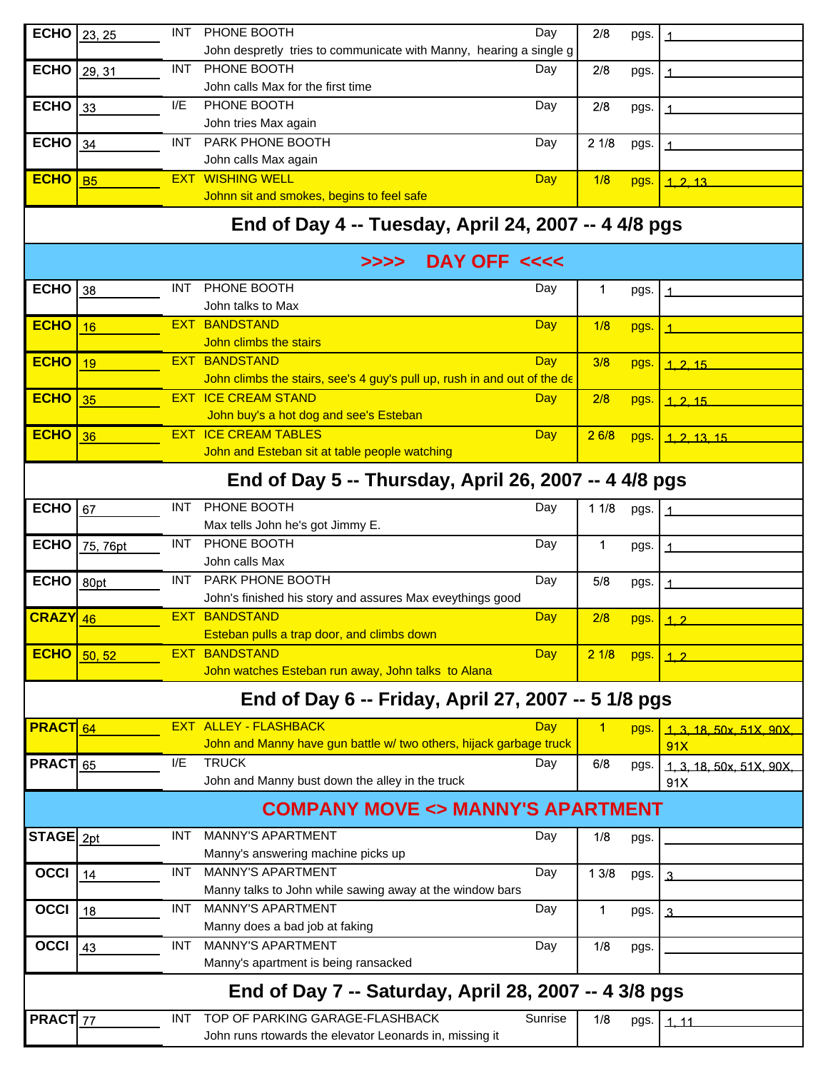| Set | Scenes | I/E | Location / Description | Time | Pages | | Cast |
|---|---|---|---|---|---|---|---|
| ECHO | 23, 25 | INT | PHONE BOOTH<br>John despretly tries to communicate with Manny, hearing a single g | Day | 2/8 | pgs. | 1 |
| ECHO | 29, 31 | INT | PHONE BOOTH<br>John calls Max for the first time | Day | 2/8 | pgs. | 1 |
| ECHO | 33 | I/E | PHONE BOOTH<br>John tries Max again | Day | 2/8 | pgs. | 1 |
| ECHO | 34 | INT | PARK PHONE BOOTH<br>John calls Max again | Day | 2 1/8 | pgs. | 1 |
| ECHO | B5 | EXT | WISHING WELL<br>Johnn sit and smokes, begins to feel safe | Day | 1/8 | pgs. | 1, 2, 13 |
| **End of Day 4 -- Tuesday, April 24, 2007 -- 4 4/8 pgs** | | | | | | | |
| **>>>> DAY OFF <<<<** | | | | | | | |
| ECHO | 38 | INT | PHONE BOOTH<br>John talks to Max | Day | 1 | pgs. | 1 |
| ECHO | 16 | EXT | BANDSTAND<br>John climbs the stairs | Day | 1/8 | pgs. | 1 |
| ECHO | 19 | EXT | BANDSTAND<br>John climbs the stairs, see's 4 guy's pull up, rush in and out of the de | Day | 3/8 | pgs. | 1, 2, 15 |
| ECHO | 35 | EXT | ICE CREAM STAND<br>John buy's a hot dog and see's Esteban | Day | 2/8 | pgs. | 1, 2, 15 |
| ECHO | 36 | EXT | ICE CREAM TABLES<br>John and Esteban sit at table people watching | Day | 2 6/8 | pgs. | 1, 2, 13, 15 |
| **End of Day 5 -- Thursday, April 26, 2007 -- 4 4/8 pgs** | | | | | | | |
| ECHO | 67 | INT | PHONE BOOTH<br>Max tells John he's got Jimmy E. | Day | 1 1/8 | pgs. | 1 |
| ECHO | 75, 76pt | INT | PHONE BOOTH<br>John calls Max | Day | 1 | pgs. | 1 |
| ECHO | 80pt | INT | PARK PHONE BOOTH<br>John's finished his story and assures Max eveythings good | Day | 5/8 | pgs. | 1 |
| CRAZY | 46 | EXT | BANDSTAND<br>Esteban pulls a trap door, and climbs down | Day | 2/8 | pgs. | 1, 2 |
| ECHO | 50, 52 | EXT | BANDSTAND<br>John watches Esteban run away, John talks to Alana | Day | 2 1/8 | pgs. | 1, 2 |
| **End of Day 6 -- Friday, April 27, 2007 -- 5 1/8 pgs** | | | | | | | |
| PRACT | 64 | EXT | ALLEY - FLASHBACK<br>John and Manny have gun battle w/ two others, hijack garbage truck | Day | 1 | pgs. | 1, 3, 18, 50x, 51X, 90X, 91X |
| PRACT | 65 | I/E | TRUCK<br>John and Manny bust down the alley in the truck | Day | 6/8 | pgs. | 1, 3, 18, 50x, 51X, 90X, 91X |
| **COMPANY MOVE <> MANNY'S APARTMENT** | | | | | | | |
| STAGE | 2pt | INT | MANNY'S APARTMENT<br>Manny's answering machine picks up | Day | 1/8 | pgs. | |
| OCCI | 14 | INT | MANNY'S APARTMENT<br>Manny talks to John while sawing away at the window bars | Day | 1 3/8 | pgs. | 3 |
| OCCI | 18 | INT | MANNY'S APARTMENT<br>Manny does a bad job at faking | Day | 1 | pgs. | 3 |
| OCCI | 43 | INT | MANNY'S APARTMENT<br>Manny's apartment is being ransacked | Day | 1/8 | pgs. | |
| **End of Day 7 -- Saturday, April 28, 2007 -- 4 3/8 pgs** | | | | | | | |
| PRACT | 77 | INT | TOP OF PARKING GARAGE-FLASHBACK<br>John runs rtowards the elevator Leonards in, missing it | Sunrise | 1/8 | pgs. | 1, 11 |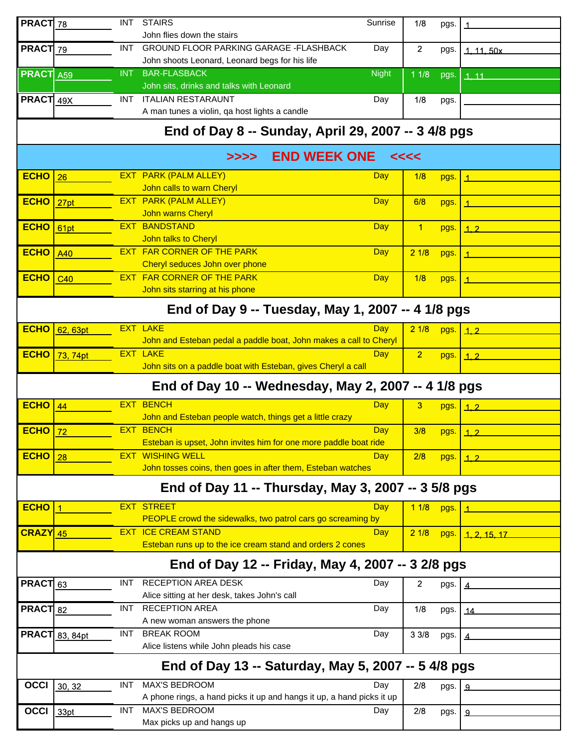| Location | Scene | INT/EXT | Set / Description | Time | Pages | | Cast |
|---|---|---|---|---|---|---|---|
| PRACT | 78 | INT | STAIRS<br>John flies down the stairs | Sunrise | 1/8 | pgs. | 1 |
| PRACT | 79 | INT | GROUND FLOOR PARKING GARAGE -FLASHBACK<br>John shoots Leonard, Leonard begs for his life | Day | 2 | pgs. | 1, 11, 50x |
| PRACT | A59 | INT | BAR-FLASBACK<br>John sits, drinks and talks with Leonard | Night | 1 1/8 | pgs. | 1, 11 |
| PRACT | 49X | INT | ITALIAN RESTARAUNT<br>A man tunes a violin, qa host lights a candle | Day | 1/8 | pgs. | |
| **End of Day 8 -- Sunday, April 29, 2007 -- 3 4/8 pgs** | | | | | | | |
| **>>>> END WEEK ONE <<<<** | | | | | | | |
| ECHO | 26 | EXT | PARK (PALM ALLEY)<br>John calls to warn Cheryl | Day | 1/8 | pgs. | 1 |
| ECHO | 27pt | EXT | PARK (PALM ALLEY)<br>John warns Cheryl | Day | 6/8 | pgs. | 1 |
| ECHO | 61pt | EXT | BANDSTAND<br>John talks to Cheryl | Day | 1 | pgs. | 1, 2 |
| ECHO | A40 | EXT | FAR CORNER OF THE PARK<br>Cheryl seduces John over phone | Day | 2 1/8 | pgs. | 1 |
| ECHO | C40 | EXT | FAR CORNER OF THE PARK<br>John sits starring at his phone | Day | 1/8 | pgs. | 1 |
| **End of Day 9 -- Tuesday, May 1, 2007 -- 4 1/8 pgs** | | | | | | | |
| ECHO | 62, 63pt | EXT | LAKE<br>John and Esteban pedal a paddle boat, John makes a call to Cheryl | Day | 2 1/8 | pgs. | 1, 2 |
| ECHO | 73, 74pt | EXT | LAKE<br>John sits on a paddle boat with Esteban, gives Cheryl a call | Day | 2 | pgs. | 1, 2 |
| **End of Day 10 -- Wednesday, May 2, 2007 -- 4 1/8 pgs** | | | | | | | |
| ECHO | 44 | EXT | BENCH<br>John and Esteban people watch, things get a little crazy | Day | 3 | pgs. | 1, 2 |
| ECHO | 72 | EXT | BENCH<br>Esteban is upset, John invites him for one more paddle boat ride | Day | 3/8 | pgs. | 1, 2 |
| ECHO | 28 | EXT | WISHING WELL<br>John tosses coins, then goes in after them, Esteban watches | Day | 2/8 | pgs. | 1, 2 |
| **End of Day 11 -- Thursday, May 3, 2007 -- 3 5/8 pgs** | | | | | | | |
| ECHO | 1 | EXT | STREET<br>PEOPLE crowd the sidewalks, two patrol cars go screaming by | Day | 1 1/8 | pgs. | 1 |
| CRAZY | 45 | EXT | ICE CREAM STAND<br>Esteban runs up to the ice cream stand and orders 2 cones | Day | 2 1/8 | pgs. | 1, 2, 15, 17 |
| **End of Day 12 -- Friday, May 4, 2007 -- 3 2/8 pgs** | | | | | | | |
| PRACT | 63 | INT | RECEPTION AREA DESK<br>Alice sitting at her desk, takes John's call | Day | 2 | pgs. | 4 |
| PRACT | 82 | INT | RECEPTION AREA<br>A new woman answers the phone | Day | 1/8 | pgs. | 14 |
| PRACT | 83, 84pt | INT | BREAK ROOM<br>Alice listens while John pleads his case | Day | 3 3/8 | pgs. | 4 |
| **End of Day 13 -- Saturday, May 5, 2007 -- 5 4/8 pgs** | | | | | | | |
| OCCI | 30, 32 | INT | MAX'S BEDROOM<br>A phone rings, a hand picks it up and hangs it up, a hand picks it up | Day | 2/8 | pgs. | 9 |
| OCCI | 33pt | INT | MAX'S BEDROOM<br>Max picks up and hangs up | Day | 2/8 | pgs. | 9 |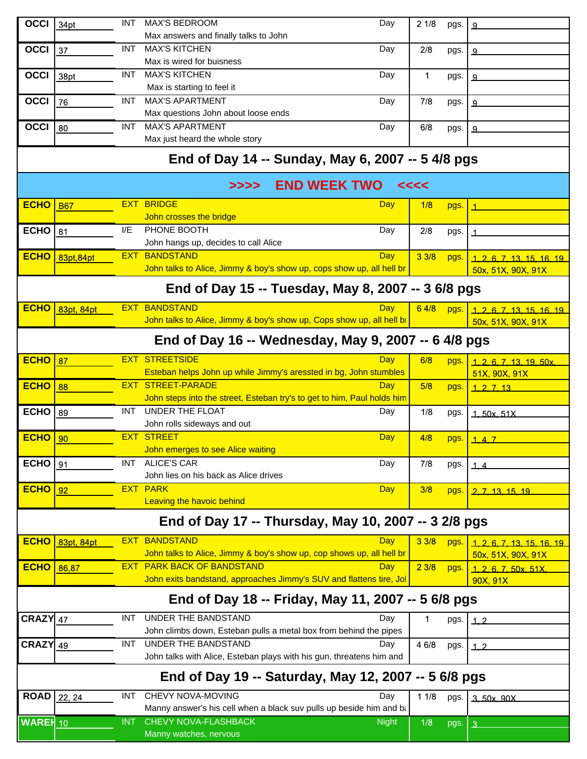| Set | Scene | I/E | Location / Description | D/N | Pages | | Cast |
|---|---|---|---|---|---|---|---|
| OCCI | 34pt | INT | MAX'S BEDROOM<br>Max answers and finally talks to John | Day | 2 1/8 | pgs. | 9 |
| OCCI | 37 | INT | MAX'S KITCHEN<br>Max is wired for buisness | Day | 2/8 | pgs. | 9 |
| OCCI | 38pt | INT | MAX'S KITCHEN<br>Max is starting to feel it | Day | 1 | pgs. | 9 |
| OCCI | 76 | INT | MAX'S APARTMENT<br>Max questions John about loose ends | Day | 7/8 | pgs. | 9 |
| OCCI | 80 | INT | MAX'S APARTMENT<br>Max just heard the whole story | Day | 6/8 | pgs. | 9 |
| **End of Day 14 -- Sunday, May 6, 2007 -- 5 4/8 pgs** | | | | | | | |
| **>>>> END WEEK TWO <<<<** | | | | | | | |
| ECHO | B67 | EXT | BRIDGE<br>John crosses the bridge | Day | 1/8 | pgs. | 1 |
| ECHO | 81 | I/E | PHONE BOOTH<br>John hangs up, decides to call Alice | Day | 2/8 | pgs. | 1 |
| ECHO | 83pt,84pt | EXT | BANDSTAND<br>John talks to Alice, Jimmy & boy's show up, cops show up, all hell br | Day | 3 3/8 | pgs. | 1, 2, 6, 7, 13, 15, 16, 19, 50x, 51X, 90X, 91X |
| **End of Day 15 -- Tuesday, May 8, 2007 -- 3 6/8 pgs** | | | | | | | |
| ECHO | 83pt, 84pt | EXT | BANDSTAND<br>John talks to Alice, Jimmy & boy's show up, Cops show up, all hell bı | Day | 6 4/8 | pgs. | 1, 2, 6, 7, 13, 15, 16, 19, 50x, 51X, 90X, 91X |
| **End of Day 16 -- Wednesday, May 9, 2007 -- 6 4/8 pgs** | | | | | | | |
| ECHO | 87 | EXT | STREETSIDE<br>Esteban helps John up while Jimmy's aressted in bg, John stumbles | Day | 6/8 | pgs. | 1, 2, 6, 7, 13, 19, 50x, 51X, 90X, 91X |
| ECHO | 88 | EXT | STREET-PARADE<br>John steps into the street, Esteban try's to get to him, Paul holds him | Day | 5/8 | pgs. | 1, 2, 7, 13 |
| ECHO | 89 | INT | UNDER THE FLOAT<br>John rolls sideways and out | Day | 1/8 | pgs. | 1, 50x, 51X |
| ECHO | 90 | EXT | STREET<br>John emerges to see Alice waiting | Day | 4/8 | pgs. | 1, 4, 7 |
| ECHO | 91 | INT | ALICE'S CAR<br>John lies on his back as Alice drives | Day | 7/8 | pgs. | 1, 4 |
| ECHO | 92 | EXT | PARK<br>Leaving the havoic behind | Day | 3/8 | pgs. | 2, 7, 13, 15, 19 |
| **End of Day 17 -- Thursday, May 10, 2007 -- 3 2/8 pgs** | | | | | | | |
| ECHO | 83pt, 84pt | EXT | BANDSTAND<br>John talks to Alice, Jimmy & boy's show up, cop shows up, all hell br | Day | 3 3/8 | pgs. | 1, 2, 6, 7, 13, 15, 16, 19, 50x, 51X, 90X, 91X |
| ECHO | 86,87 | EXT | PARK BACK OF BANDSTAND<br>John exits bandstand, approaches Jimmy's SUV and flattens tire, Jol | Day | 2 3/8 | pgs. | 1, 2, 6, 7, 50x, 51X, 90X, 91X |
| **End of Day 18 -- Friday, May 11, 2007 -- 5 6/8 pgs** | | | | | | | |
| CRAZY | 47 | INT | UNDER THE BANDSTAND<br>John climbs down, Esteban pulls a metal box from behind the pipes | Day | 1 | pgs. | 1, 2 |
| CRAZY | 49 | INT | UNDER THE BANDSTAND<br>John talks with Alice, Esteban plays with his gun, threatens him and | Day | 4 6/8 | pgs. | 1, 2 |
| **End of Day 19 -- Saturday, May 12, 2007 -- 5 6/8 pgs** | | | | | | | |
| ROAD | 22, 24 | INT | CHEVY NOVA-MOVING<br>Manny answer's his cell when a black suv pulls up beside him and bı | Day | 1 1/8 | pgs. | 3, 50x, 90X |
| WAREH | 10 | INT | CHEVY NOVA-FLASHBACK<br>Manny watches, nervous | Night | 1/8 | pgs. | 3 |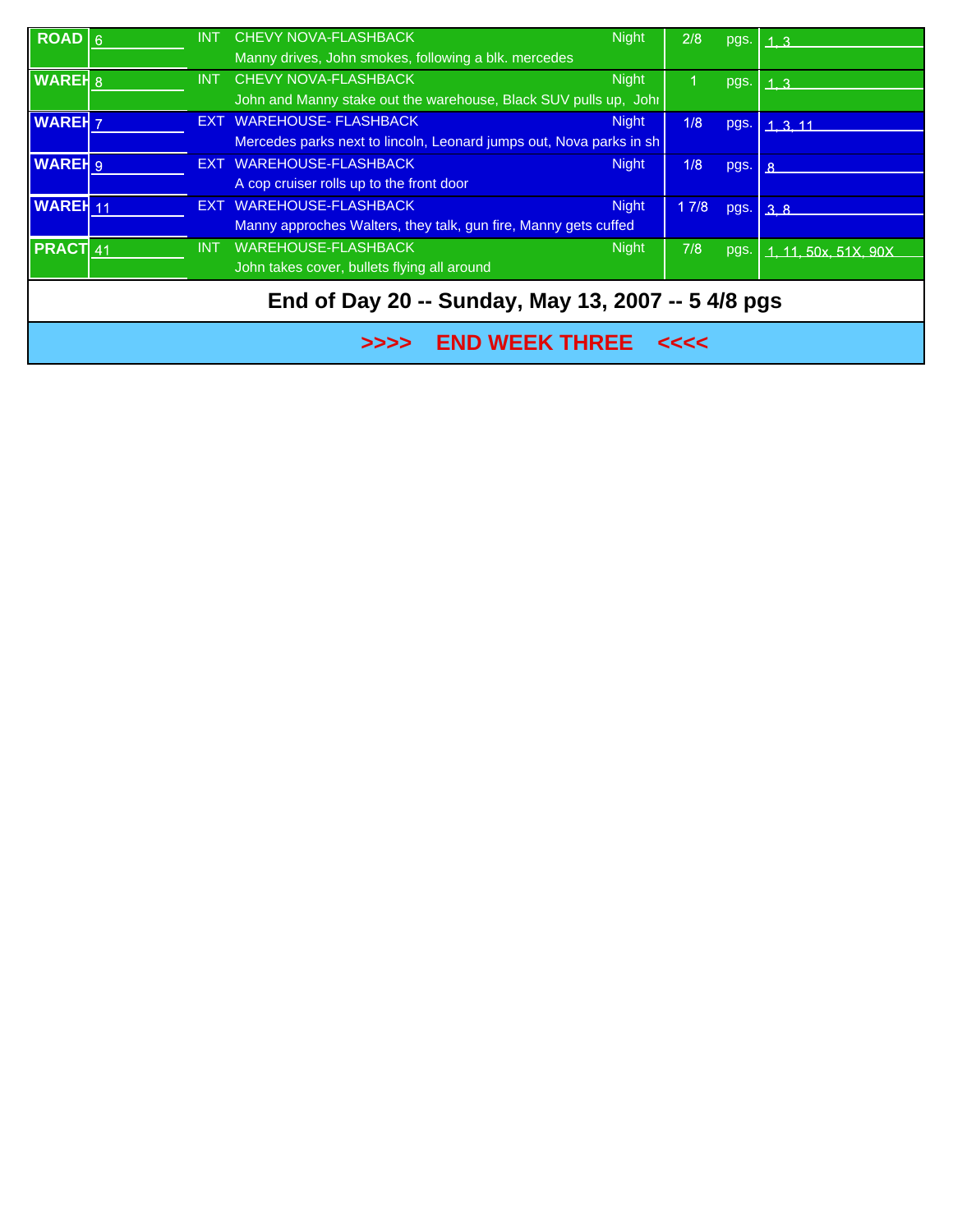| | | | | | | | | |
|---|---|---|---|---|---|---|---|---|
| ROAD | 6 | INT | CHEVY NOVA-FLASHBACK<br>Manny drives, John smokes, following a blk. mercedes | Night | 2/8 | pgs. | 1, 3 |
| WAREH | 8 | INT | CHEVY NOVA-FLASHBACK<br>John and Manny stake out the warehouse, Black SUV pulls up, Johı | Night | 1 | pgs. | 1, 3 |
| WAREH | 7 | EXT | WAREHOUSE- FLASHBACK<br>Mercedes parks next to lincoln, Leonard jumps out, Nova parks in sh | Night | 1/8 | pgs. | 1, 3, 11 |
| WAREH | 9 | EXT | WAREHOUSE-FLASHBACK<br>A cop cruiser rolls up to the front door | Night | 1/8 | pgs. | 8 |
| WAREH | 11 | EXT | WAREHOUSE-FLASHBACK<br>Manny approches Walters, they talk, gun fire, Manny gets cuffed | Night | 1 7/8 | pgs. | 3, 8 |
| PRACT | 41 | INT | WAREHOUSE-FLASHBACK<br>John takes cover, bullets flying all around | Night | 7/8 | pgs. | 1, 11, 50x, 51X, 90X |

**End of Day 20 -- Sunday, May 13, 2007 -- 5 4/8 pgs**

**>>>> END WEEK THREE <<<<**